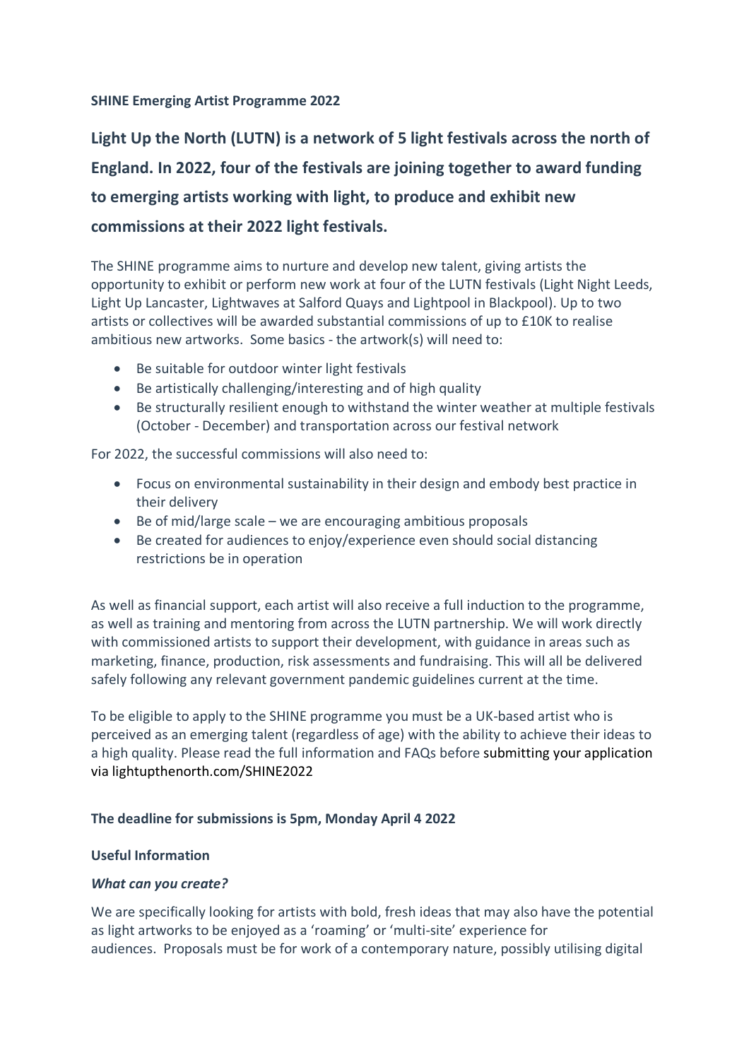**SHINE Emerging Artist Programme 2022**

## Light Up the North (LUTN) is a network of 5 light festivals across the north of England. In 2022, four of the festivals are joining together to award funding to emerging artists working with light, to produce and exhibit new commissions at their 2022 light festivals.

The SHINE programme aims to nurture and develop new talent, giving artists the opportunity to exhibit or perform new work at four of the LUTN festivals (Light Night Leeds, Light Up Lancaster, Lightwaves at Salford Quays and Lightpool in Blackpool). Up to two artists or collectives will be awarded substantial commissions of up to £10K to realise ambitious new artworks. Some basics - the artwork(s) will need to:

- Be suitable for outdoor winter light festivals
- Be artistically challenging/interesting and of high quality
- Be structurally resilient enough to withstand the winter weather at multiple festivals (October - December) and transportation across our festival network

For 2022, the successful commissions will also need to:

- Focus on environmental sustainability in their design and embody best practice in their delivery
- Be of mid/large scale – we are encouraging ambitious proposals
- Be created for audiences to enjoy/experience even should social distancing restrictions be in operation

As well as financial support, each artist will also receive a full induction to the programme, as well as training and mentoring from across the LUTN partnership. We will work directly with commissioned artists to support their development, with guidance in areas such as marketing, finance, production, risk assessments and fundraising. This will all be delivered safely following any relevant government pandemic guidelines current at the time.

To be eligible to apply to the SHINE programme you must be a UK-based artist who is perceived as an emerging talent (regardless of age) with the ability to achieve their ideas to a high quality. Please read the full information and FAQs before submitting your application via lightupthenorth.com/SHINE2022

**The deadline for submissions is 5pm, Monday April 4 2022**

**Useful Information**

***What can you create?***

We are specifically looking for artists with bold, fresh ideas that may also have the potential as light artworks to be enjoyed as a 'roaming' or 'multi-site' experience for audiences. Proposals must be for work of a contemporary nature, possibly utilising digital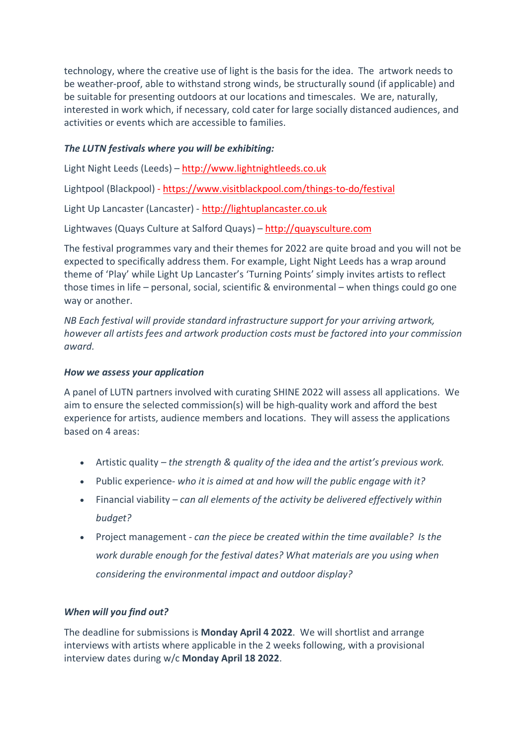technology, where the creative use of light is the basis for the idea. The artwork needs to be weather-proof, able to withstand strong winds, be structurally sound (if applicable) and be suitable for presenting outdoors at our locations and timescales. We are, naturally, interested in work which, if necessary, cold cater for large socially distanced audiences, and activities or events which are accessible to families.

***The LUTN festivals where you will be exhibiting:***

Light Night Leeds (Leeds) – http://www.lightnightleeds.co.uk

Lightpool (Blackpool) - https://www.visitblackpool.com/things-to-do/festival

Light Up Lancaster (Lancaster) - http://lightuplancaster.co.uk

Lightwaves (Quays Culture at Salford Quays) – http://quaysculture.com

The festival programmes vary and their themes for 2022 are quite broad and you will not be expected to specifically address them. For example, Light Night Leeds has a wrap around theme of 'Play' while Light Up Lancaster's 'Turning Points' simply invites artists to reflect those times in life – personal, social, scientific & environmental – when things could go one way or another.

*NB Each festival will provide standard infrastructure support for your arriving artwork, however all artists fees and artwork production costs must be factored into your commission award.*

***How we assess your application***

A panel of LUTN partners involved with curating SHINE 2022 will assess all applications. We aim to ensure the selected commission(s) will be high-quality work and afford the best experience for artists, audience members and locations. They will assess the applications based on 4 areas:

- Artistic quality – *the strength & quality of the idea and the artist's previous work.*
- Public experience- *who it is aimed at and how will the public engage with it?*
- Financial viability – *can all elements of the activity be delivered effectively within budget?*
- Project management - *can the piece be created within the time available? Is the work durable enough for the festival dates? What materials are you using when considering the environmental impact and outdoor display?*

***When will you find out?***

The deadline for submissions is **Monday April 4 2022**. We will shortlist and arrange interviews with artists where applicable in the 2 weeks following, with a provisional interview dates during w/c **Monday April 18 2022**.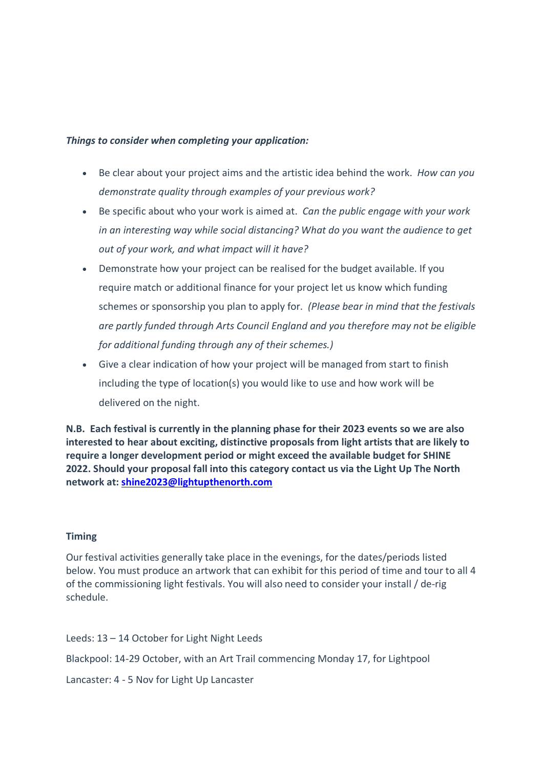***Things to consider when completing your application:***

- Be clear about your project aims and the artistic idea behind the work. *How can you demonstrate quality through examples of your previous work?*
- Be specific about who your work is aimed at. *Can the public engage with your work in an interesting way while social distancing? What do you want the audience to get out of your work, and what impact will it have?*
- Demonstrate how your project can be realised for the budget available. If you require match or additional finance for your project let us know which funding schemes or sponsorship you plan to apply for. *(Please bear in mind that the festivals are partly funded through Arts Council England and you therefore may not be eligible for additional funding through any of their schemes.)*
- Give a clear indication of how your project will be managed from start to finish including the type of location(s) you would like to use and how work will be delivered on the night.

**N.B. Each festival is currently in the planning phase for their 2023 events so we are also interested to hear about exciting, distinctive proposals from light artists that are likely to require a longer development period or might exceed the available budget for SHINE 2022. Should your proposal fall into this category contact us via the Light Up The North network at: shine2023@lightupthenorth.com**

**Timing**

Our festival activities generally take place in the evenings, for the dates/periods listed below. You must produce an artwork that can exhibit for this period of time and tour to all 4 of the commissioning light festivals. You will also need to consider your install / de-rig schedule.

Leeds: 13 – 14 October for Light Night Leeds

Blackpool: 14-29 October, with an Art Trail commencing Monday 17, for Lightpool

Lancaster: 4 - 5 Nov for Light Up Lancaster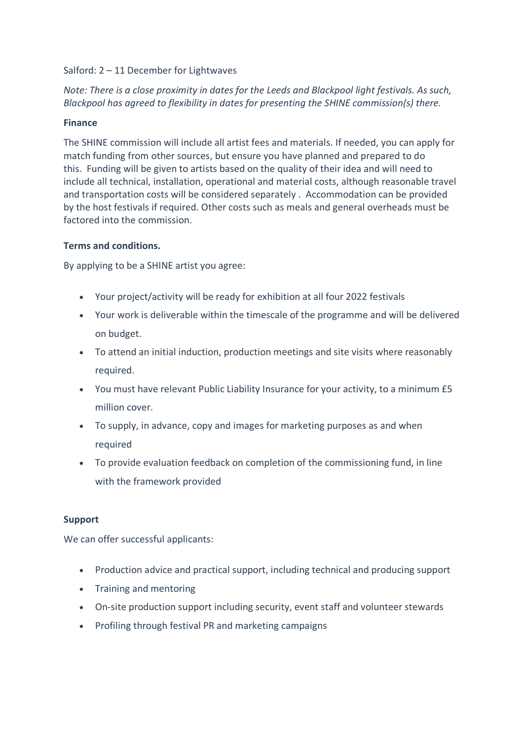Salford: 2 – 11 December for Lightwaves

*Note: There is a close proximity in dates for the Leeds and Blackpool light festivals. As such, Blackpool has agreed to flexibility in dates for presenting the SHINE commission(s) there.*

**Finance**

The SHINE commission will include all artist fees and materials. If needed, you can apply for match funding from other sources, but ensure you have planned and prepared to do this. Funding will be given to artists based on the quality of their idea and will need to include all technical, installation, operational and material costs, although reasonable travel and transportation costs will be considered separately . Accommodation can be provided by the host festivals if required. Other costs such as meals and general overheads must be factored into the commission.

**Terms and conditions.**

By applying to be a SHINE artist you agree:

- Your project/activity will be ready for exhibition at all four 2022 festivals
- Your work is deliverable within the timescale of the programme and will be delivered on budget.
- To attend an initial induction, production meetings and site visits where reasonably required.
- You must have relevant Public Liability Insurance for your activity, to a minimum £5 million cover.
- To supply, in advance, copy and images for marketing purposes as and when required
- To provide evaluation feedback on completion of the commissioning fund, in line with the framework provided

**Support**

We can offer successful applicants:

- Production advice and practical support, including technical and producing support
- Training and mentoring
- On-site production support including security, event staff and volunteer stewards
- Profiling through festival PR and marketing campaigns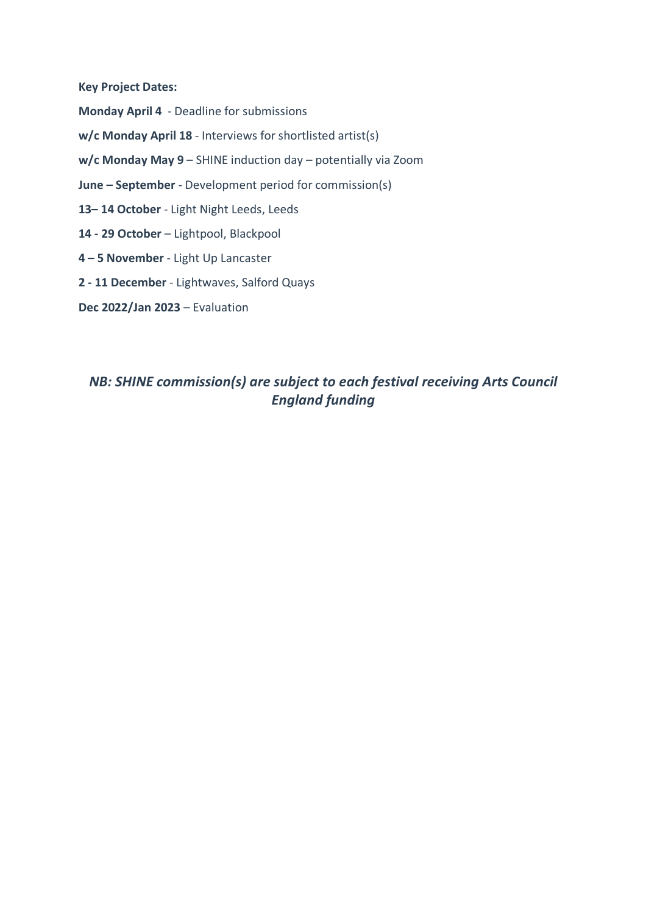**Key Project Dates:**

**Monday April 4** - Deadline for submissions

**w/c Monday April 18** - Interviews for shortlisted artist(s)

**w/c Monday May 9** – SHINE induction day – potentially via Zoom

**June – September** - Development period for commission(s)

**13– 14 October** - Light Night Leeds, Leeds

**14 - 29 October** – Lightpool, Blackpool

**4 – 5 November** - Light Up Lancaster

**2 - 11 December** - Lightwaves, Salford Quays

**Dec 2022/Jan 2023** – Evaluation

***NB: SHINE commission(s) are subject to each festival receiving Arts Council England funding***